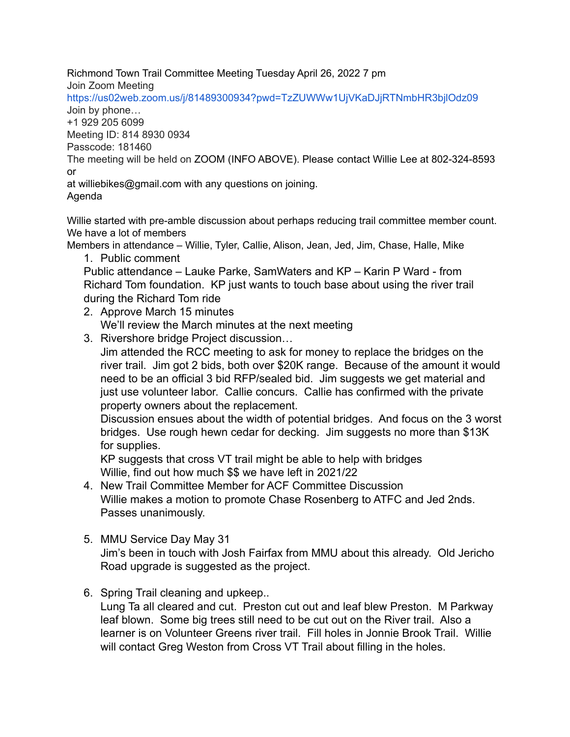Richmond Town Trail Committee Meeting Tuesday April 26, 2022 7 pm

Join Zoom Meeting

https://us02web.zoom.us/j/81489300934?pwd=TzZUWWw1UjVKaDJjRTNmbHR3bjlOdz09

Join by phone…

+1 929 205 6099

Meeting ID: 814 8930 0934

Passcode: 181460

The meeting will be held on ZOOM (INFO ABOVE). Please contact Willie Lee at 802-324-8593 or

at williebikes@gmail.com with any questions on joining.

Agenda

Willie started with pre-amble discussion about perhaps reducing trail committee member count. We have a lot of members

Members in attendance – Willie, Tyler, Callie, Alison, Jean, Jed, Jim, Chase, Halle, Mike

1. Public comment

   Public attendance – Lauke Parke, SamWaters and KP – Karin P Ward - from Richard Tom foundation. KP just wants to touch base about using the river trail during the Richard Tom ride

2. Approve March 15 minutes

   We'll review the March minutes at the next meeting

3. Rivershore bridge Project discussion…

   Jim attended the RCC meeting to ask for money to replace the bridges on the river trail. Jim got 2 bids, both over $20K range. Because of the amount it would need to be an official 3 bid RFP/sealed bid. Jim suggests we get material and just use volunteer labor. Callie concurs. Callie has confirmed with the private property owners about the replacement.

   Discussion ensues about the width of potential bridges. And focus on the 3 worst bridges. Use rough hewn cedar for decking. Jim suggests no more than $13K for supplies.

   KP suggests that cross VT trail might be able to help with bridges

   Willie, find out how much $$ we have left in 2021/22

4. New Trail Committee Member for ACF Committee Discussion

   Willie makes a motion to promote Chase Rosenberg to ATFC and Jed 2nds. Passes unanimously.

5. MMU Service Day May 31

   Jim's been in touch with Josh Fairfax from MMU about this already. Old Jericho Road upgrade is suggested as the project.

6. Spring Trail cleaning and upkeep..

   Lung Ta all cleared and cut. Preston cut out and leaf blew Preston. M Parkway leaf blown. Some big trees still need to be cut out on the River trail. Also a learner is on Volunteer Greens river trail. Fill holes in Jonnie Brook Trail. Willie will contact Greg Weston from Cross VT Trail about filling in the holes.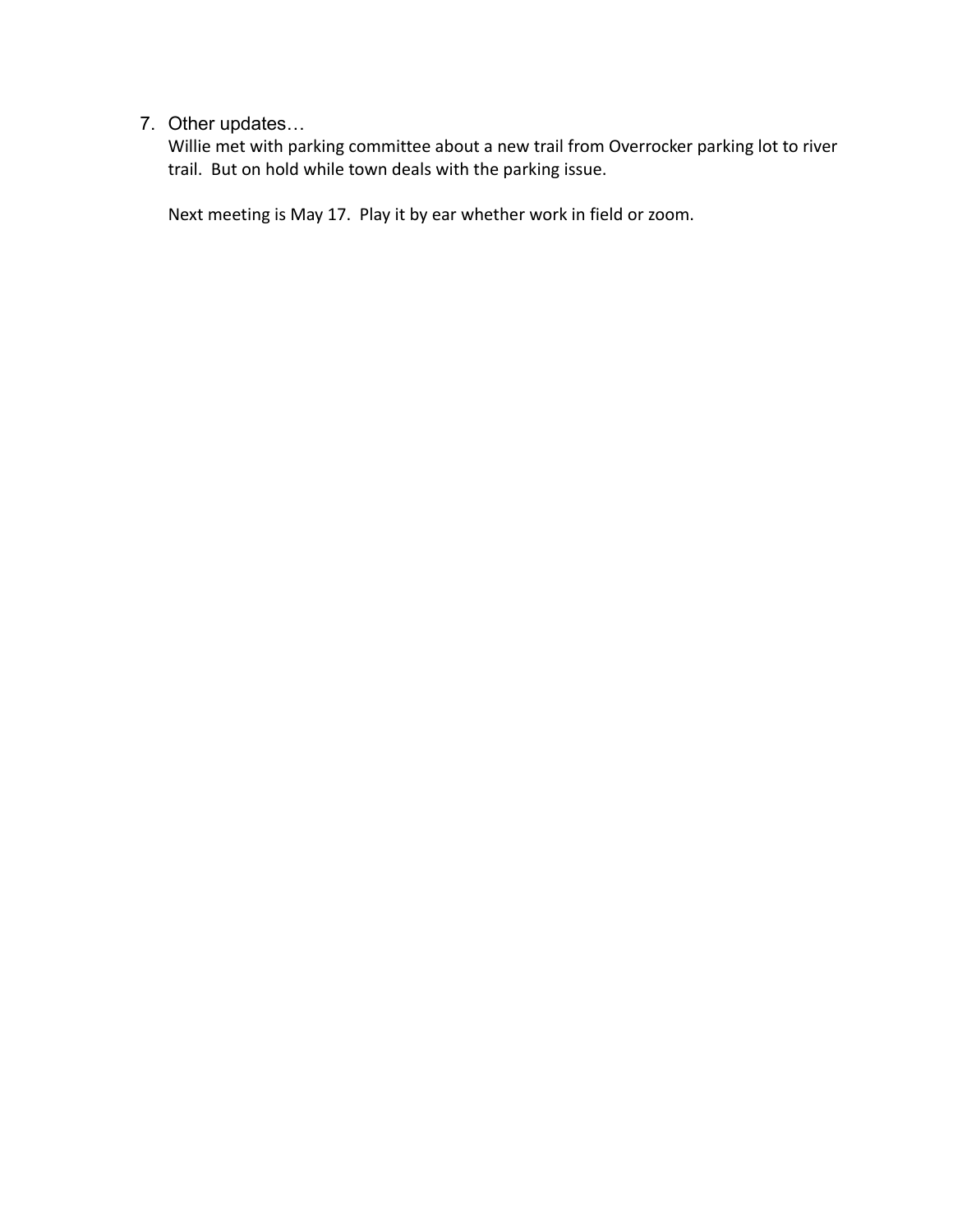7. Other updates…

   Willie met with parking committee about a new trail from Overrocker parking lot to river trail. But on hold while town deals with the parking issue.

   Next meeting is May 17. Play it by ear whether work in field or zoom.